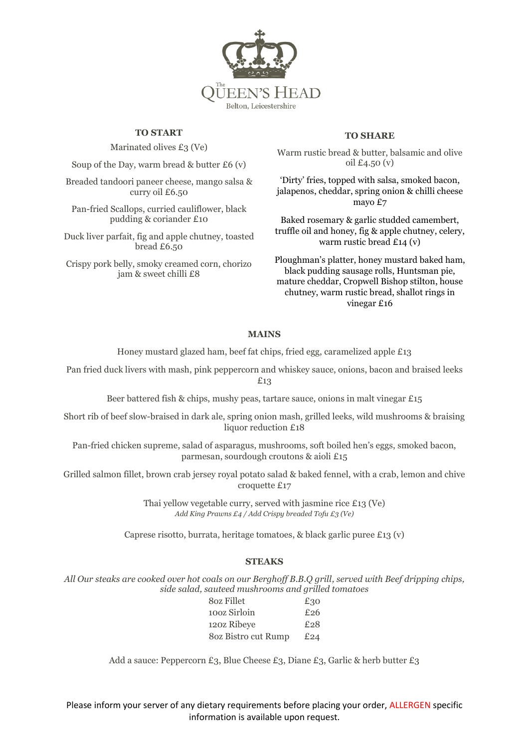The QUEEN'S HEAD
Belton, Leicestershire

## TO START

Marinated olives £3 (Ve)

Soup of the Day, warm bread & butter £6 (v)

Breaded tandoori paneer cheese, mango salsa & curry oil £6.50

Pan-fried Scallops, curried cauliflower, black pudding & coriander £10

Duck liver parfait, fig and apple chutney, toasted bread £6.50

Crispy pork belly, smoky creamed corn, chorizo jam & sweet chilli £8

## TO SHARE

Warm rustic bread & butter, balsamic and olive oil £4.50 (v)

'Dirty' fries, topped with salsa, smoked bacon, jalapenos, cheddar, spring onion & chilli cheese mayo £7

Baked rosemary & garlic studded camembert, truffle oil and honey, fig & apple chutney, celery, warm rustic bread £14 (v)

Ploughman's platter, honey mustard baked ham, black pudding sausage rolls, Huntsman pie, mature cheddar, Cropwell Bishop stilton, house chutney, warm rustic bread, shallot rings in vinegar £16

## MAINS

Honey mustard glazed ham, beef fat chips, fried egg, caramelized apple £13

Pan fried duck livers with mash, pink peppercorn and whiskey sauce, onions, bacon and braised leeks £13

Beer battered fish & chips, mushy peas, tartare sauce, onions in malt vinegar £15

Short rib of beef slow-braised in dark ale, spring onion mash, grilled leeks, wild mushrooms & braising liquor reduction £18

Pan-fried chicken supreme, salad of asparagus, mushrooms, soft boiled hen's eggs, smoked bacon, parmesan, sourdough croutons & aioli £15

Grilled salmon fillet, brown crab jersey royal potato salad & baked fennel, with a crab, lemon and chive croquette £17

Thai yellow vegetable curry, served with jasmine rice £13 (Ve)
*Add King Prawns £4 / Add Crispy breaded Tofu £3 (Ve)*

Caprese risotto, burrata, heritage tomatoes, & black garlic puree £13 (v)

## STEAKS

*All Our steaks are cooked over hot coals on our Berghoff B.B.Q grill, served with Beef dripping chips, side salad, sauteed mushrooms and grilled tomatoes*

| | |
|---|---|
| 8oz Fillet | £30 |
| 10oz Sirloin | £26 |
| 12oz Ribeye | £28 |
| 8oz Bistro cut Rump | £24 |

Add a sauce: Peppercorn £3, Blue Cheese £3, Diane £3, Garlic & herb butter £3

Please inform your server of any dietary requirements before placing your order, ALLERGEN specific information is available upon request.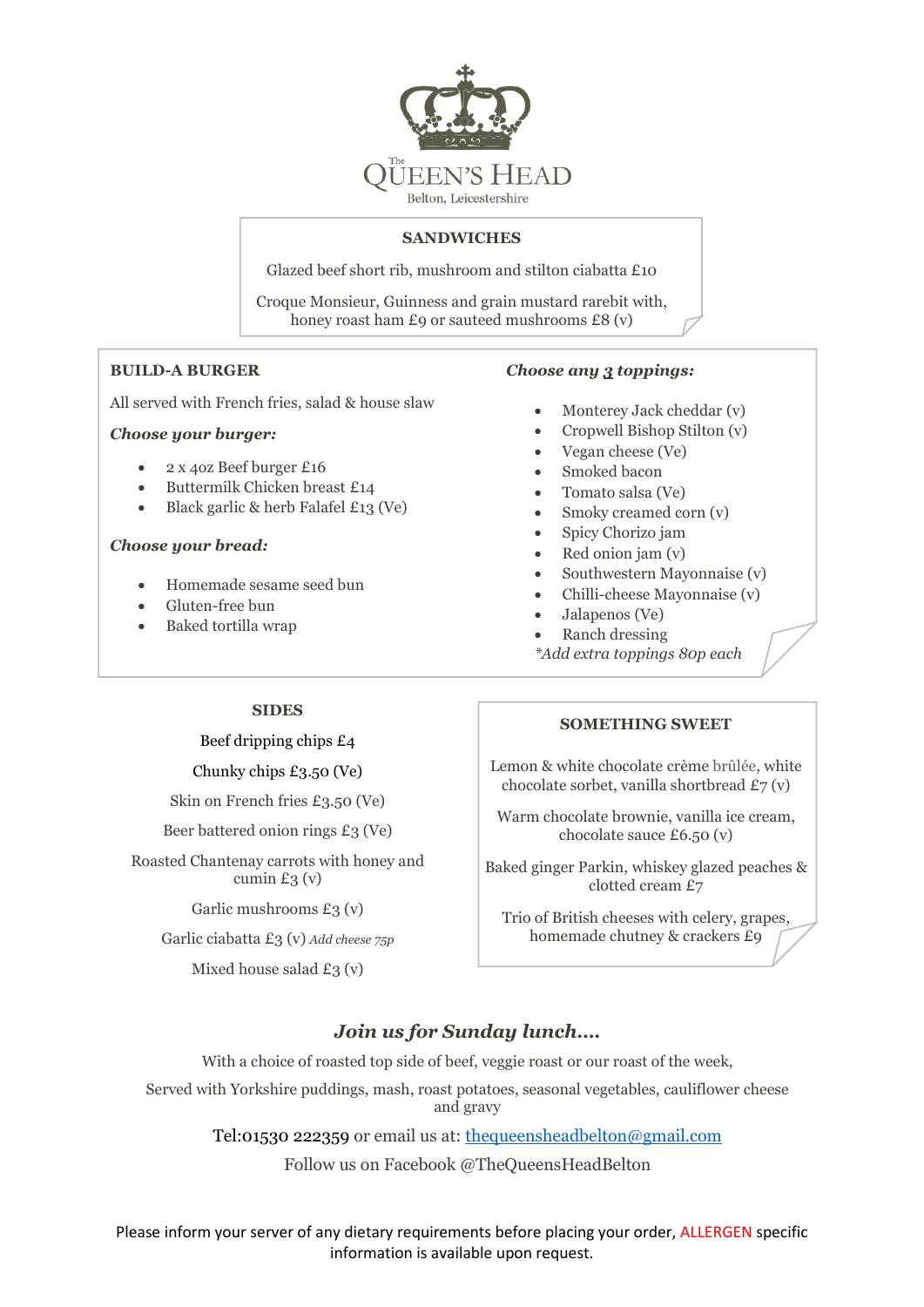The QUEEN'S HEAD

Belton, Leicestershire

## SANDWICHES

Glazed beef short rib, mushroom and stilton ciabatta £10

Croque Monsieur, Guinness and grain mustard rarebit with, honey roast ham £9 or sauteed mushrooms £8 (v)

## BUILD-A BURGER

All served with French fries, salad & house slaw

***Choose your burger:***

- 2 x 4oz Beef burger £16
- Buttermilk Chicken breast £14
- Black garlic & herb Falafel £13 (Ve)

***Choose your bread:***

- Homemade sesame seed bun
- Gluten-free bun
- Baked tortilla wrap

***Choose any 3 toppings:***

- Monterey Jack cheddar (v)
- Cropwell Bishop Stilton (v)
- Vegan cheese (Ve)
- Smoked bacon
- Tomato salsa (Ve)
- Smoky creamed corn (v)
- Spicy Chorizo jam
- Red onion jam (v)
- Southwestern Mayonnaise (v)
- Chilli-cheese Mayonnaise (v)
- Jalapenos (Ve)
- Ranch dressing

*\*Add extra toppings 80p each*

## SIDES

Beef dripping chips £4

Chunky chips £3.50 (Ve)

Skin on French fries £3.50 (Ve)

Beer battered onion rings £3 (Ve)

Roasted Chantenay carrots with honey and cumin £3 (v)

Garlic mushrooms £3 (v)

Garlic ciabatta £3 (v) *Add cheese 75p*

Mixed house salad £3 (v)

## SOMETHING SWEET

Lemon & white chocolate crème brûlée, white chocolate sorbet, vanilla shortbread £7 (v)

Warm chocolate brownie, vanilla ice cream, chocolate sauce £6.50 (v)

Baked ginger Parkin, whiskey glazed peaches & clotted cream £7

Trio of British cheeses with celery, grapes, homemade chutney & crackers £9

## *Join us for Sunday lunch....*

With a choice of roasted top side of beef, veggie roast or our roast of the week,

Served with Yorkshire puddings, mash, roast potatoes, seasonal vegetables, cauliflower cheese and gravy

Tel:01530 222359 or email us at: thequeensheadbelton@gmail.com

Follow us on Facebook @TheQueensHeadBelton

Please inform your server of any dietary requirements before placing your order, ALLERGEN specific information is available upon request.